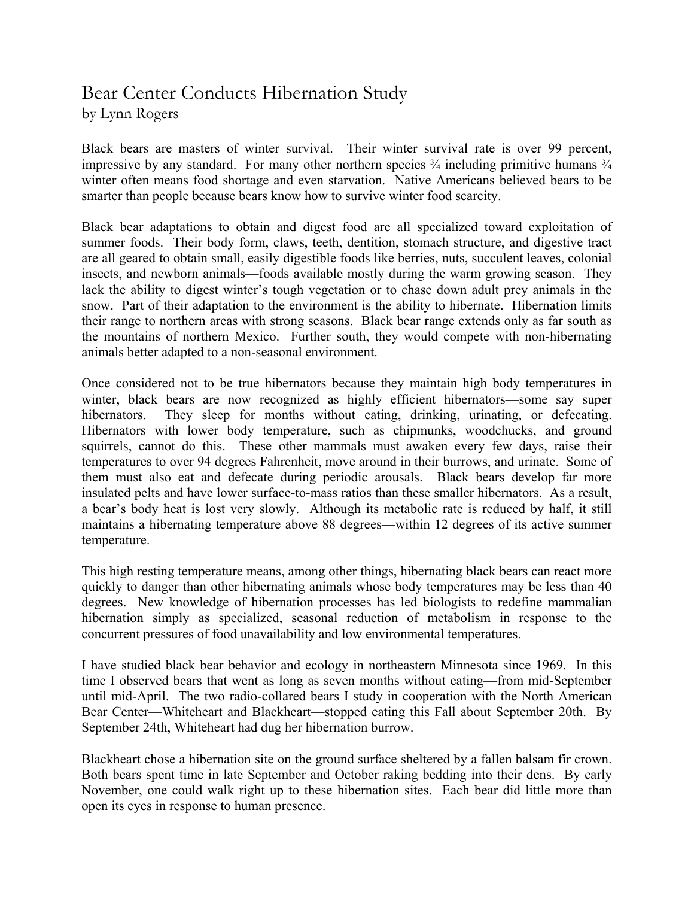# Bear Center Conducts Hibernation Study

by Lynn Rogers

Black bears are masters of winter survival. Their winter survival rate is over 99 percent, impressive by any standard. For many other northern species ¾ including primitive humans ¾ winter often means food shortage and even starvation. Native Americans believed bears to be smarter than people because bears know how to survive winter food scarcity.

Black bear adaptations to obtain and digest food are all specialized toward exploitation of summer foods. Their body form, claws, teeth, dentition, stomach structure, and digestive tract are all geared to obtain small, easily digestible foods like berries, nuts, succulent leaves, colonial insects, and newborn animals—foods available mostly during the warm growing season. They lack the ability to digest winter's tough vegetation or to chase down adult prey animals in the snow. Part of their adaptation to the environment is the ability to hibernate. Hibernation limits their range to northern areas with strong seasons. Black bear range extends only as far south as the mountains of northern Mexico. Further south, they would compete with non-hibernating animals better adapted to a non-seasonal environment.

Once considered not to be true hibernators because they maintain high body temperatures in winter, black bears are now recognized as highly efficient hibernators—some say super hibernators. They sleep for months without eating, drinking, urinating, or defecating. Hibernators with lower body temperature, such as chipmunks, woodchucks, and ground squirrels, cannot do this. These other mammals must awaken every few days, raise their temperatures to over 94 degrees Fahrenheit, move around in their burrows, and urinate. Some of them must also eat and defecate during periodic arousals. Black bears develop far more insulated pelts and have lower surface-to-mass ratios than these smaller hibernators. As a result, a bear's body heat is lost very slowly. Although its metabolic rate is reduced by half, it still maintains a hibernating temperature above 88 degrees—within 12 degrees of its active summer temperature.

This high resting temperature means, among other things, hibernating black bears can react more quickly to danger than other hibernating animals whose body temperatures may be less than 40 degrees. New knowledge of hibernation processes has led biologists to redefine mammalian hibernation simply as specialized, seasonal reduction of metabolism in response to the concurrent pressures of food unavailability and low environmental temperatures.

I have studied black bear behavior and ecology in northeastern Minnesota since 1969. In this time I observed bears that went as long as seven months without eating—from mid-September until mid-April. The two radio-collared bears I study in cooperation with the North American Bear Center—Whiteheart and Blackheart—stopped eating this Fall about September 20th. By September 24th, Whiteheart had dug her hibernation burrow.

Blackheart chose a hibernation site on the ground surface sheltered by a fallen balsam fir crown. Both bears spent time in late September and October raking bedding into their dens. By early November, one could walk right up to these hibernation sites. Each bear did little more than open its eyes in response to human presence.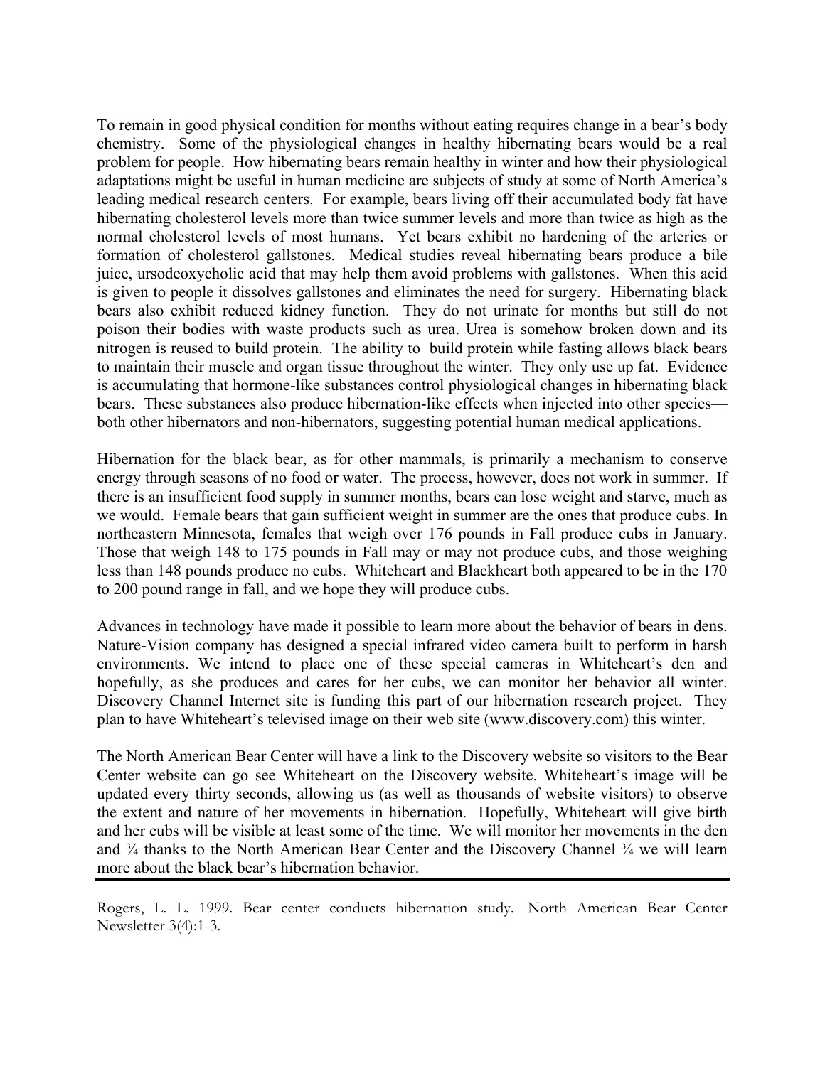To remain in good physical condition for months without eating requires change in a bear's body chemistry. Some of the physiological changes in healthy hibernating bears would be a real problem for people. How hibernating bears remain healthy in winter and how their physiological adaptations might be useful in human medicine are subjects of study at some of North America's leading medical research centers. For example, bears living off their accumulated body fat have hibernating cholesterol levels more than twice summer levels and more than twice as high as the normal cholesterol levels of most humans. Yet bears exhibit no hardening of the arteries or formation of cholesterol gallstones. Medical studies reveal hibernating bears produce a bile juice, ursodeoxycholic acid that may help them avoid problems with gallstones. When this acid is given to people it dissolves gallstones and eliminates the need for surgery. Hibernating black bears also exhibit reduced kidney function. They do not urinate for months but still do not poison their bodies with waste products such as urea. Urea is somehow broken down and its nitrogen is reused to build protein. The ability to build protein while fasting allows black bears to maintain their muscle and organ tissue throughout the winter. They only use up fat. Evidence is accumulating that hormone-like substances control physiological changes in hibernating black bears. These substances also produce hibernation-like effects when injected into other species—both other hibernators and non-hibernators, suggesting potential human medical applications.

Hibernation for the black bear, as for other mammals, is primarily a mechanism to conserve energy through seasons of no food or water. The process, however, does not work in summer. If there is an insufficient food supply in summer months, bears can lose weight and starve, much as we would. Female bears that gain sufficient weight in summer are the ones that produce cubs. In northeastern Minnesota, females that weigh over 176 pounds in Fall produce cubs in January. Those that weigh 148 to 175 pounds in Fall may or may not produce cubs, and those weighing less than 148 pounds produce no cubs. Whiteheart and Blackheart both appeared to be in the 170 to 200 pound range in fall, and we hope they will produce cubs.

Advances in technology have made it possible to learn more about the behavior of bears in dens. Nature-Vision company has designed a special infrared video camera built to perform in harsh environments. We intend to place one of these special cameras in Whiteheart's den and hopefully, as she produces and cares for her cubs, we can monitor her behavior all winter. Discovery Channel Internet site is funding this part of our hibernation research project. They plan to have Whiteheart's televised image on their web site (www.discovery.com) this winter.

The North American Bear Center will have a link to the Discovery website so visitors to the Bear Center website can go see Whiteheart on the Discovery website. Whiteheart's image will be updated every thirty seconds, allowing us (as well as thousands of website visitors) to observe the extent and nature of her movements in hibernation. Hopefully, Whiteheart will give birth and her cubs will be visible at least some of the time. We will monitor her movements in the den and ¾ thanks to the North American Bear Center and the Discovery Channel ¾ we will learn more about the black bear's hibernation behavior.

---

Rogers, L. L. 1999. Bear center conducts hibernation study. North American Bear Center Newsletter 3(4):1-3.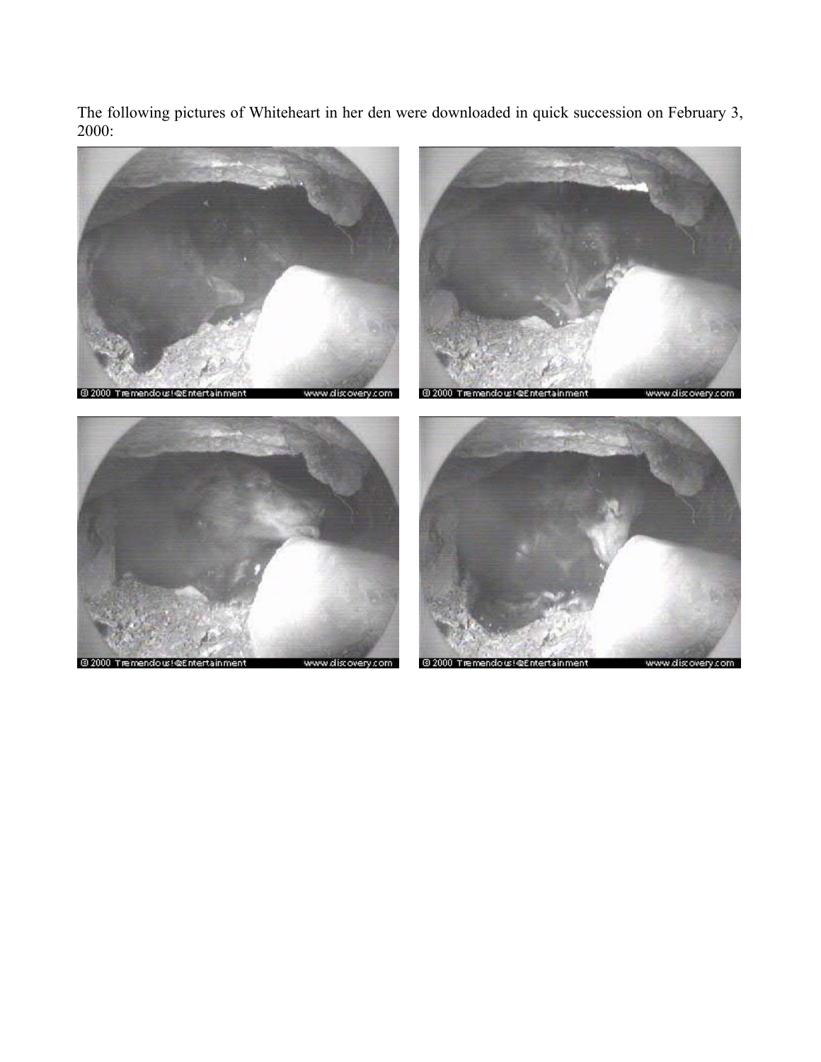The following pictures of Whiteheart in her den were downloaded in quick succession on February 3, 2000: